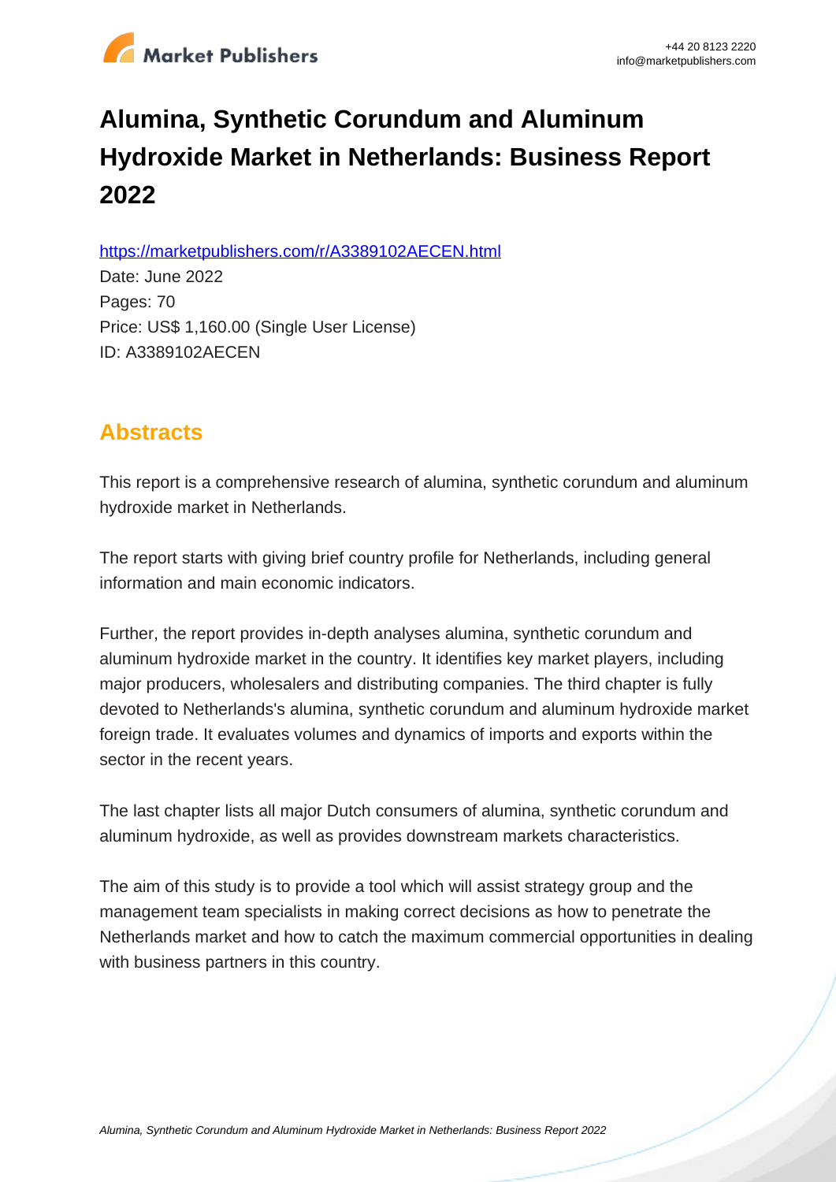# Alumina, Synthetic Corundum and Aluminum Hydroxide Market in Netherlands: Business Report 2022

https://marketpublishers.com/r/A3389102AECEN.html

Date: June 2022

Pages: 70

Price: US$ 1,160.00 (Single User License)

ID: A3389102AECEN

## Abstracts

This report is a comprehensive research of alumina, synthetic corundum and aluminum hydroxide market in Netherlands.

The report starts with giving brief country profile for Netherlands, including general information and main economic indicators.

Further, the report provides in-depth analyses alumina, synthetic corundum and aluminum hydroxide market in the country. It identifies key market players, including major producers, wholesalers and distributing companies. The third chapter is fully devoted to Netherlands's alumina, synthetic corundum and aluminum hydroxide market foreign trade. It evaluates volumes and dynamics of imports and exports within the sector in the recent years.

The last chapter lists all major Dutch consumers of alumina, synthetic corundum and aluminum hydroxide, as well as provides downstream markets characteristics.

The aim of this study is to provide a tool which will assist strategy group and the management team specialists in making correct decisions as how to penetrate the Netherlands market and how to catch the maximum commercial opportunities in dealing with business partners in this country.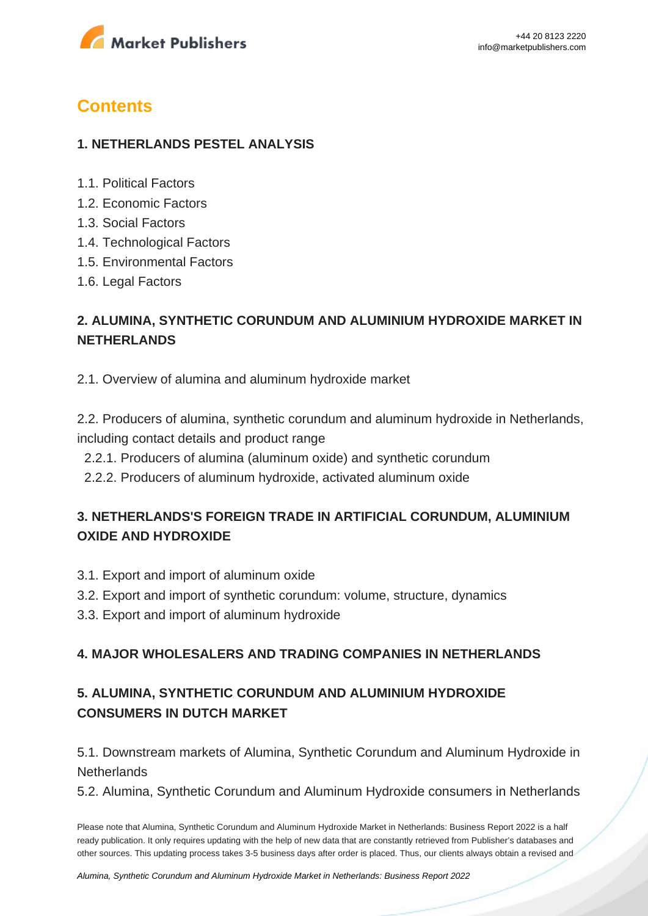# Contents

## 1. NETHERLANDS PESTEL ANALYSIS

1.1. Political Factors
1.2. Economic Factors
1.3. Social Factors
1.4. Technological Factors
1.5. Environmental Factors
1.6. Legal Factors

## 2. ALUMINA, SYNTHETIC CORUNDUM AND ALUMINIUM HYDROXIDE MARKET IN NETHERLANDS

2.1. Overview of alumina and aluminum hydroxide market

2.2. Producers of alumina, synthetic corundum and aluminum hydroxide in Netherlands, including contact details and product range
  2.2.1. Producers of alumina (aluminum oxide) and synthetic corundum
  2.2.2. Producers of aluminum hydroxide, activated aluminum oxide

## 3. NETHERLANDS'S FOREIGN TRADE IN ARTIFICIAL CORUNDUM, ALUMINIUM OXIDE AND HYDROXIDE

3.1. Export and import of aluminum oxide
3.2. Export and import of synthetic corundum: volume, structure, dynamics
3.3. Export and import of aluminum hydroxide

## 4. MAJOR WHOLESALERS AND TRADING COMPANIES IN NETHERLANDS

## 5. ALUMINA, SYNTHETIC CORUNDUM AND ALUMINIUM HYDROXIDE CONSUMERS IN DUTCH MARKET

5.1. Downstream markets of Alumina, Synthetic Corundum and Aluminum Hydroxide in Netherlands
5.2. Alumina, Synthetic Corundum and Aluminum Hydroxide consumers in Netherlands

Please note that Alumina, Synthetic Corundum and Aluminum Hydroxide Market in Netherlands: Business Report 2022 is a half ready publication. It only requires updating with the help of new data that are constantly retrieved from Publisher's databases and other sources. This updating process takes 3-5 business days after order is placed. Thus, our clients always obtain a revised and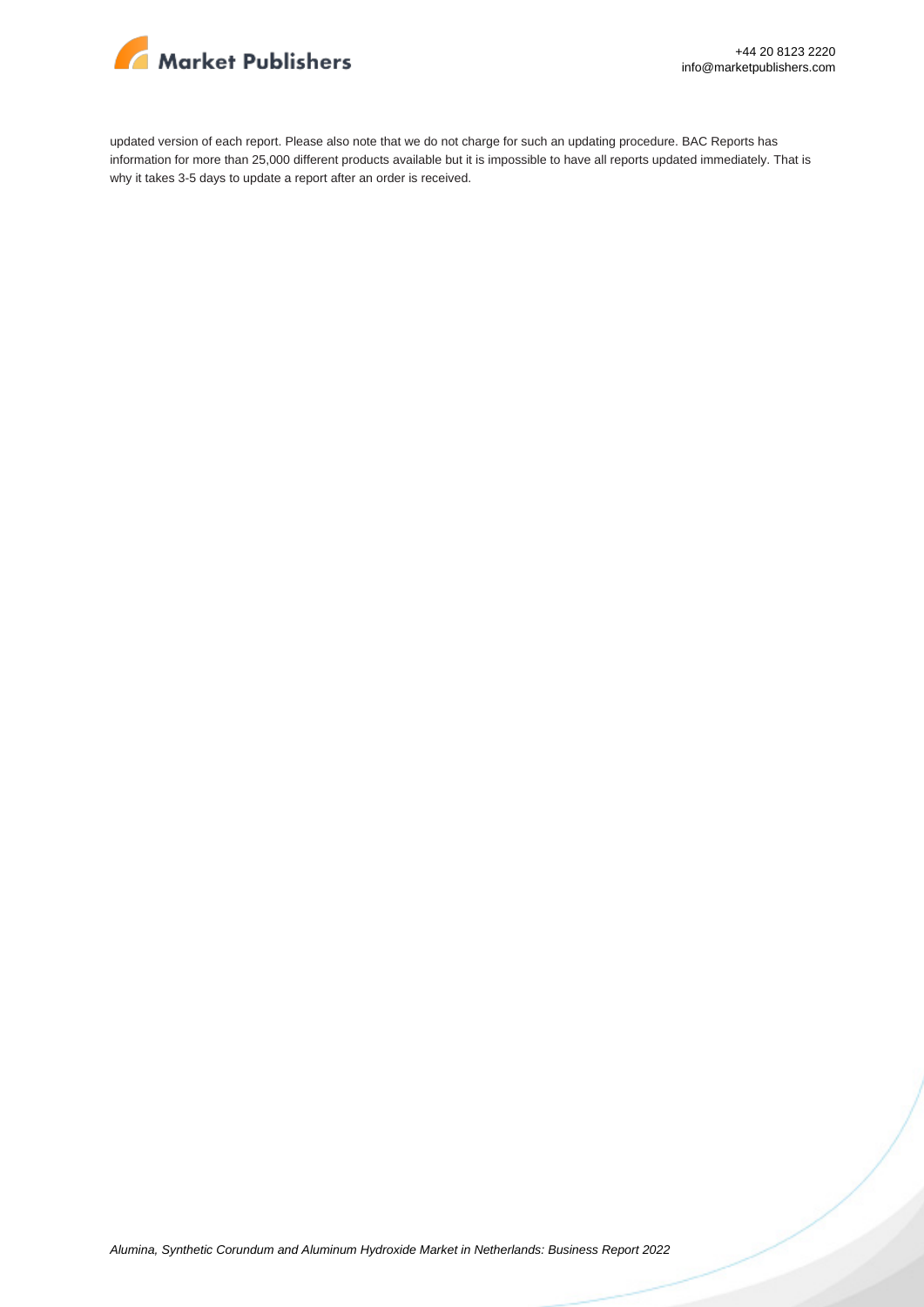updated version of each report. Please also note that we do not charge for such an updating procedure. BAC Reports has information for more than 25,000 different products available but it is impossible to have all reports updated immediately. That is why it takes 3-5 days to update a report after an order is received.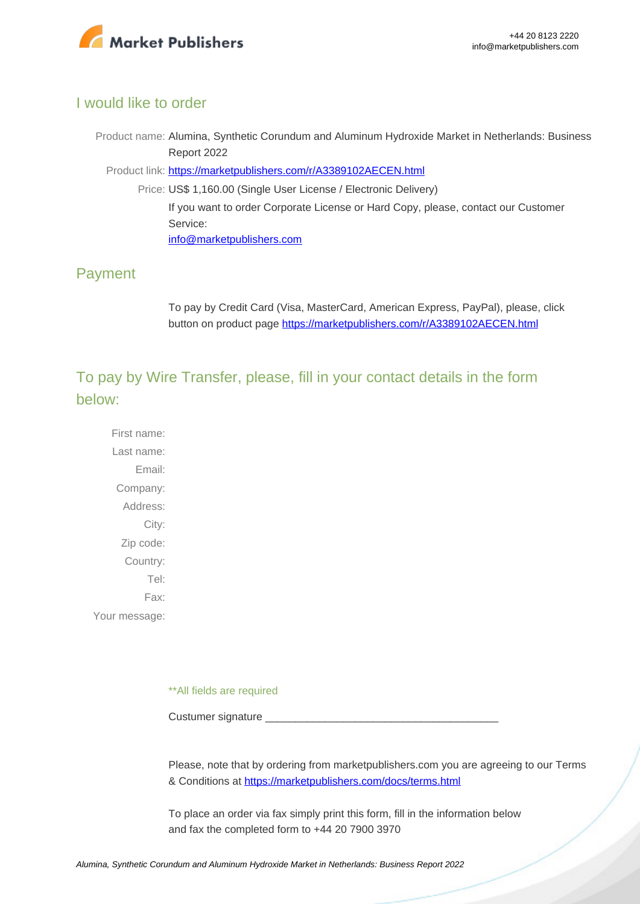## I would like to order

Product name: Alumina, Synthetic Corundum and Aluminum Hydroxide Market in Netherlands: Business Report 2022

Product link: [https://marketpublishers.com/r/A3389102AECEN.html](https://marketpublishers.com/r/A3389102AECEN.html)

Price: US$ 1,160.00 (Single User License / Electronic Delivery)

If you want to order Corporate License or Hard Copy, please, contact our Customer Service:

[info@marketpublishers.com](mailto:info@marketpublishers.com)

## Payment

To pay by Credit Card (Visa, MasterCard, American Express, PayPal), please, click button on product page [https://marketpublishers.com/r/A3389102AECEN.html](https://marketpublishers.com/r/A3389102AECEN.html)

## To pay by Wire Transfer, please, fill in your contact details in the form below:

First name:

Last name:

Email:

Company:

Address:

City:

Zip code:

Country:

Tel:

Fax:

Your message:

**All fields are required

Custumer signature _______________________________________

Please, note that by ordering from marketpublishers.com you are agreeing to our Terms & Conditions at [https://marketpublishers.com/docs/terms.html](https://marketpublishers.com/docs/terms.html)

To place an order via fax simply print this form, fill in the information below and fax the completed form to +44 20 7900 3970